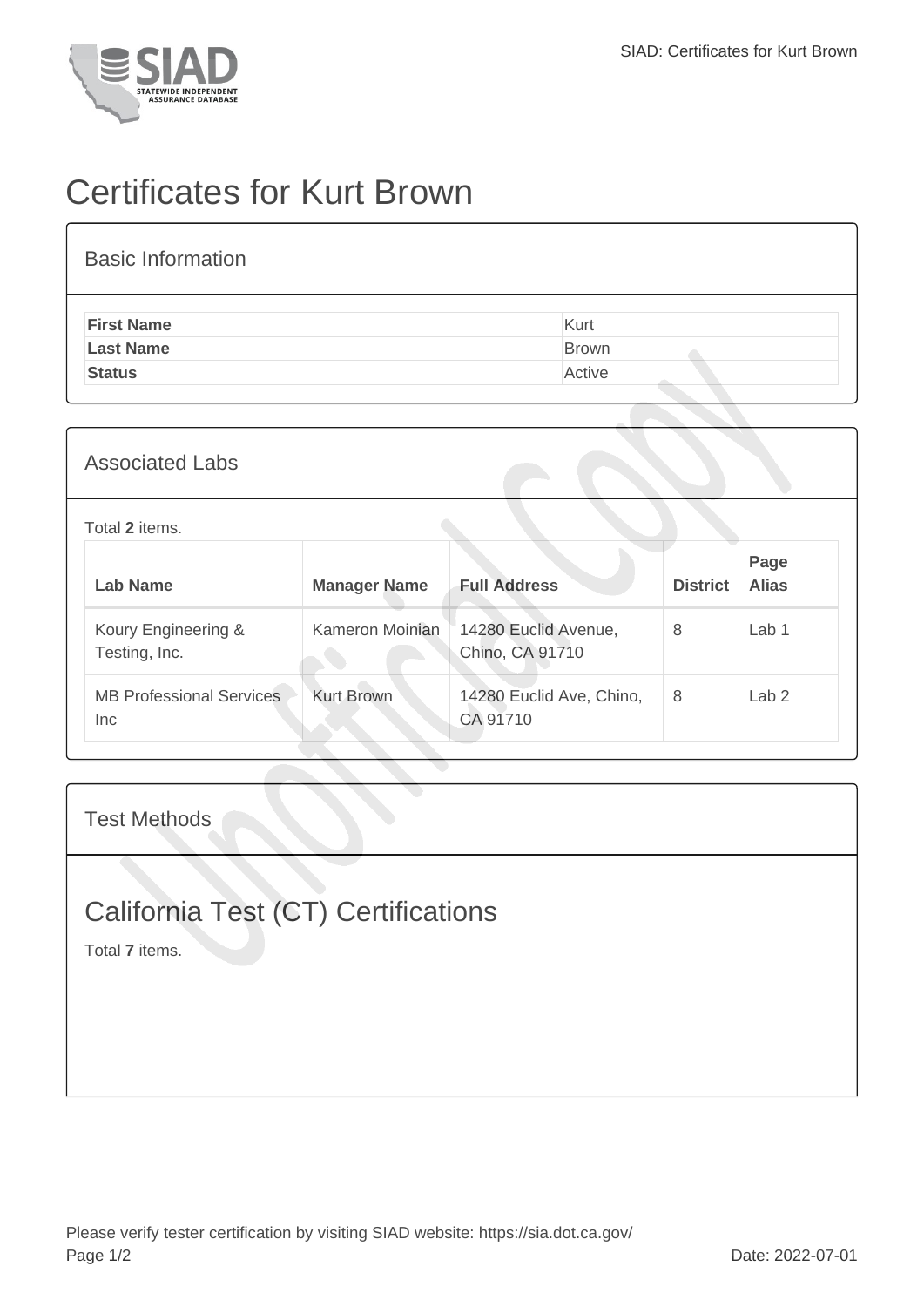# Certificates for Kurt Brown

## Basic Information

| | |
|---|---|
| **First Name** | Kurt |
| **Last Name** | Brown |
| **Status** | Active |

## Associated Labs

Total **2** items.

| Lab Name | Manager Name | Full Address | District | Page Alias |
|---|---|---|---|---|
| Koury Engineering & Testing, Inc. | Kameron Moinian | 14280 Euclid Avenue, Chino, CA 91710 | 8 | Lab 1 |
| MB Professional Services Inc | Kurt Brown | 14280 Euclid Ave, Chino, CA 91710 | 8 | Lab 2 |

## Test Methods

# California Test (CT) Certifications

Total **7** items.

Please verify tester certification by visiting SIAD website: https://sia.dot.ca.gov/

Date: 2022-07-01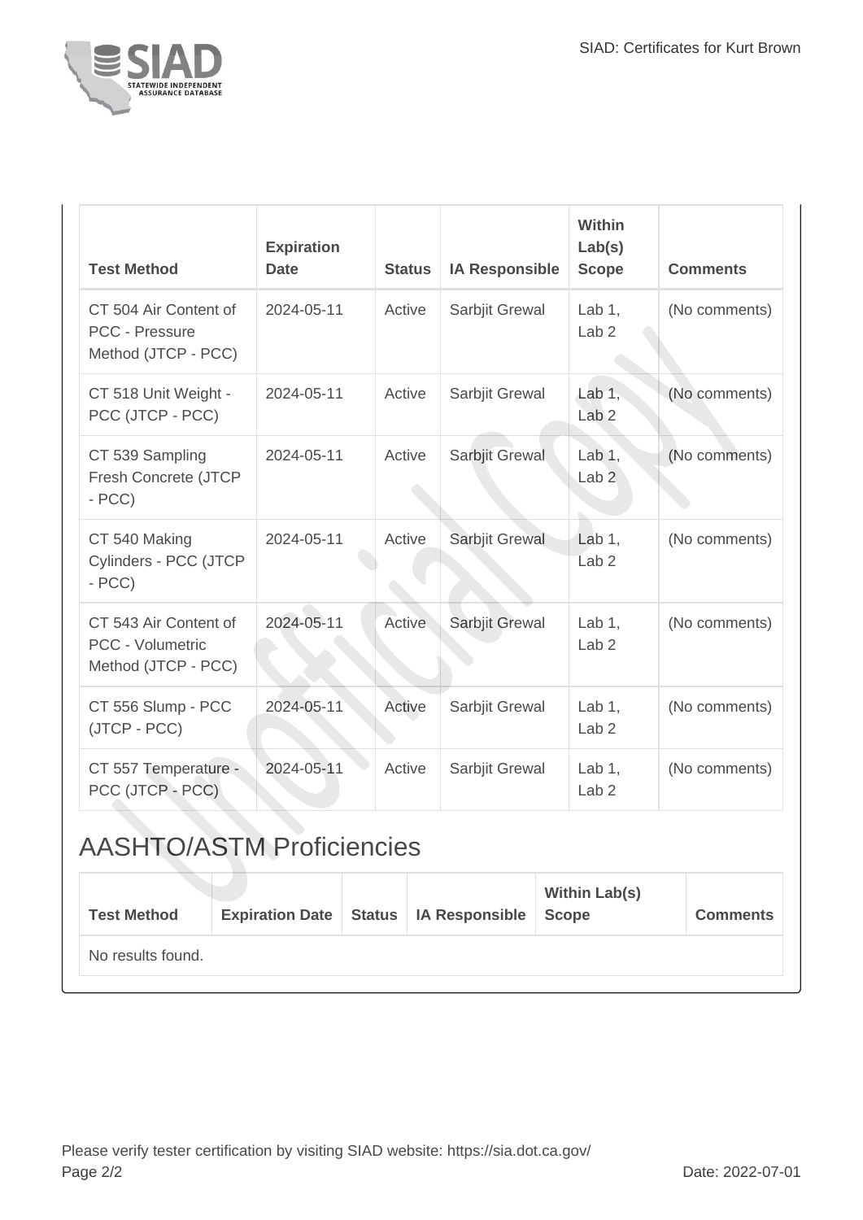| Test Method | Expiration Date | Status | IA Responsible | Within Lab(s) Scope | Comments |
|---|---|---|---|---|---|
| CT 504 Air Content of PCC - Pressure Method (JTCP - PCC) | 2024-05-11 | Active | Sarbjit Grewal | Lab 1, Lab 2 | (No comments) |
| CT 518 Unit Weight - PCC (JTCP - PCC) | 2024-05-11 | Active | Sarbjit Grewal | Lab 1, Lab 2 | (No comments) |
| CT 539 Sampling Fresh Concrete (JTCP - PCC) | 2024-05-11 | Active | Sarbjit Grewal | Lab 1, Lab 2 | (No comments) |
| CT 540 Making Cylinders - PCC (JTCP - PCC) | 2024-05-11 | Active | Sarbjit Grewal | Lab 1, Lab 2 | (No comments) |
| CT 543 Air Content of PCC - Volumetric Method (JTCP - PCC) | 2024-05-11 | Active | Sarbjit Grewal | Lab 1, Lab 2 | (No comments) |
| CT 556 Slump - PCC (JTCP - PCC) | 2024-05-11 | Active | Sarbjit Grewal | Lab 1, Lab 2 | (No comments) |
| CT 557 Temperature - PCC (JTCP - PCC) | 2024-05-11 | Active | Sarbjit Grewal | Lab 1, Lab 2 | (No comments) |

## AASHTO/ASTM Proficiencies

| Test Method | Expiration Date | Status | IA Responsible | Within Lab(s) Scope | Comments |
|---|---|---|---|---|---|
| No results found. | | | | | |

Please verify tester certification by visiting SIAD website: https://sia.dot.ca.gov/

Date: 2022-07-01